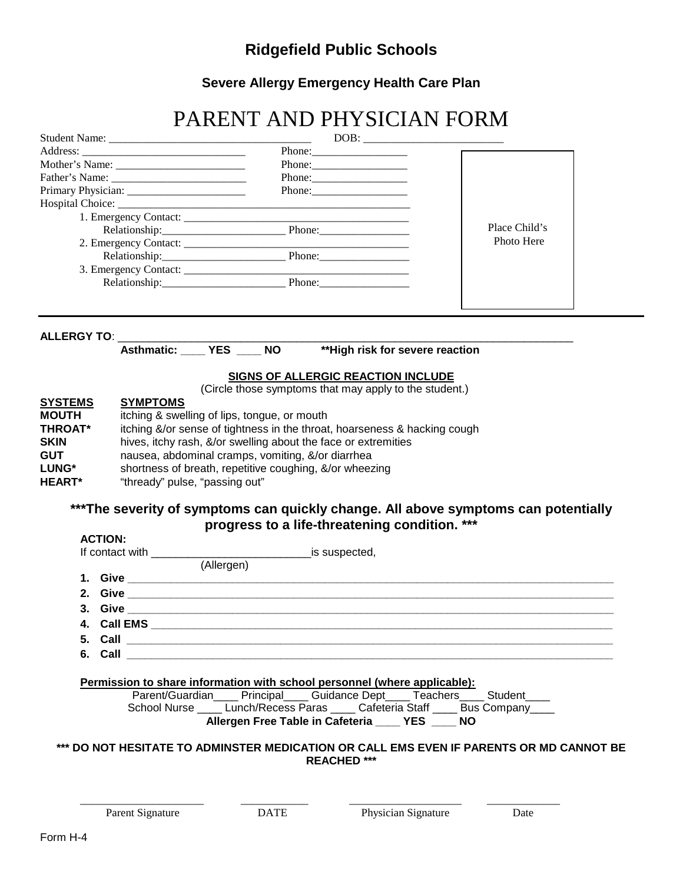## Ridgefield Public Schools

### Severe Allergy Emergency Health Care Plan

# PARENT AND PHYSICIAN FORM

Student Name: ___________________________________ DOB: _________________________

Address: ______________________________ Phone:_________________

Mother's Name: _______________________ Phone:_________________

Father's Name: ________________________ Phone:_________________

Primary Physician: _____________________ Phone:_________________

Hospital Choice: ______________________________________________________

1. Emergency Contact: _________________________________________
   Relationship:______________________ Phone:________________
2. Emergency Contact: _________________________________________
   Relationship:______________________ Phone:________________
3. Emergency Contact: _________________________________________
   Relationship:______________________ Phone:________________

Place Child's Photo Here

---

**ALLERGY TO**: ____________________________________________________________________________

**Asthmatic: ____ YES ____ NO** **\*\*High risk for severe reaction**

**SIGNS OF ALLERGIC REACTION INCLUDE**

(Circle those symptoms that may apply to the student.)

| **SYSTEMS** | **SYMPTOMS** |
|---|---|
| **MOUTH** | itching & swelling of lips, tongue, or mouth |
| **THROAT*** | itching &/or sense of tightness in the throat, hoarseness & hacking cough |
| **SKIN** | hives, itchy rash, &/or swelling about the face or extremities |
| **GUT** | nausea, abdominal cramps, vomiting, &/or diarrhea |
| **LUNG*** | shortness of breath, repetitive coughing, &/or wheezing |
| **HEART*** | "thready" pulse, "passing out" |

**\*\*\*The severity of symptoms can quickly change. All above symptoms can potentially progress to a life-threatening condition. \*\*\***

**ACTION:**

If contact with __________________________is suspected,
(Allergen)

1. **Give** ________________________________________________________________________________
2. **Give** ________________________________________________________________________________
3. **Give** ________________________________________________________________________________
4. **Call EMS** _____________________________________________________________________________
5. **Call** ________________________________________________________________________________
6. **Call** ________________________________________________________________________________

**Permission to share information with school personnel (where applicable):**

Parent/Guardian____ Principal____ Guidance Dept____ Teachers____ Student____

School Nurse ____ Lunch/Recess Paras ____ Cafeteria Staff ____ Bus Company____

**Allergen Free Table in Cafeteria ____ YES ____ NO**

**\*\*\* DO NOT HESITATE TO ADMINSTER MEDICATION OR CALL EMS EVEN IF PARENTS OR MD CANNOT BE REACHED \*\*\***

____________________ ___________ ___________________ ____________

Parent Signature DATE Physician Signature Date

Form H-4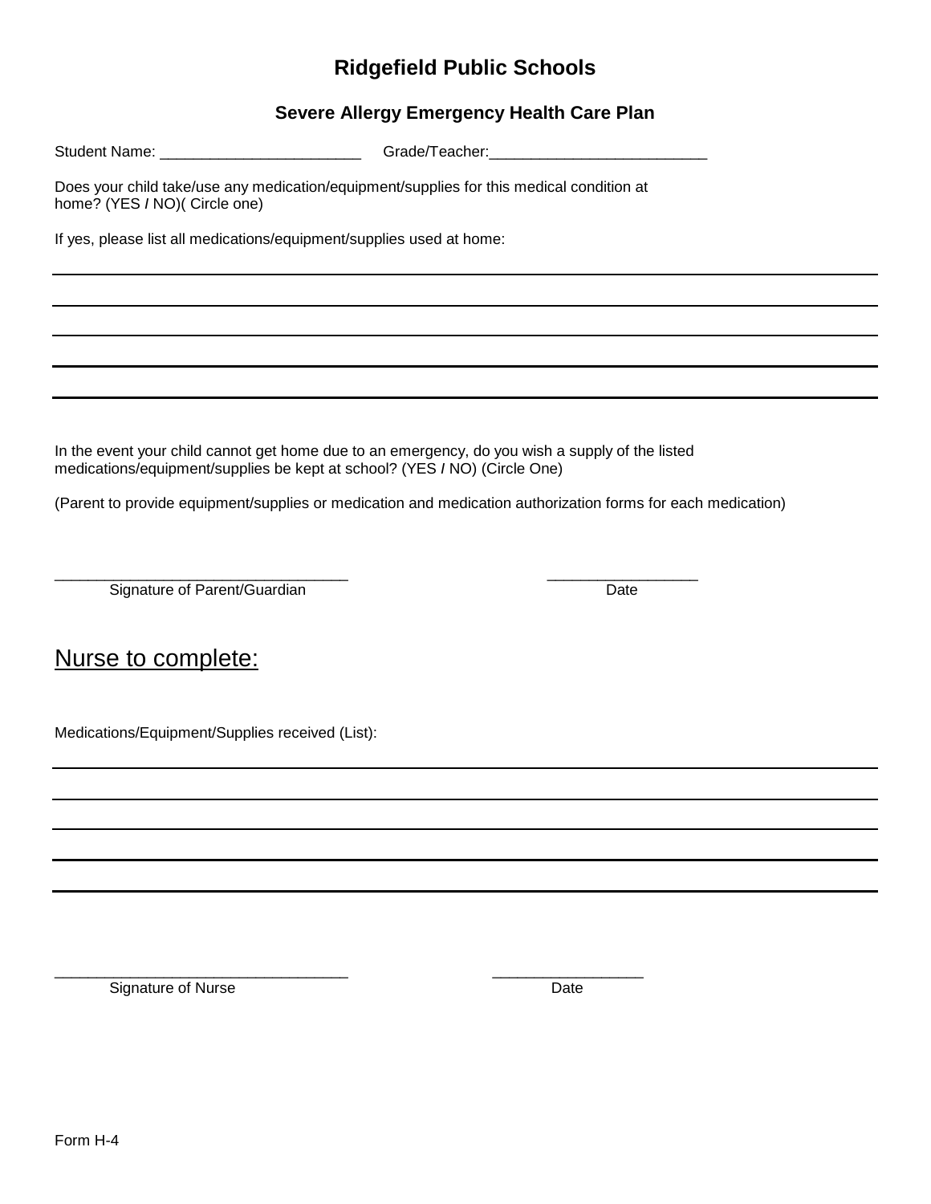# Ridgefield Public Schools

## Severe Allergy Emergency Health Care Plan

Student Name: ________________________ Grade/Teacher:__________________________

Does your child take/use any medication/equipment/supplies for this medical condition at home? (YES / NO)( Circle one)

If yes, please list all medications/equipment/supplies used at home:

_______________________________________________________________________________

_______________________________________________________________________________

_______________________________________________________________________________

_______________________________________________________________________________

_______________________________________________________________________________

In the event your child cannot get home due to an emergency, do you wish a supply of the listed medications/equipment/supplies be kept at school? (YES / NO) (Circle One)

(Parent to provide equipment/supplies or medication and medication authorization forms for each medication)

___________________________________ __________________

Signature of Parent/Guardian Date

## Nurse to complete:

Medications/Equipment/Supplies received (List):

_______________________________________________________________________________

_______________________________________________________________________________

_______________________________________________________________________________

_______________________________________________________________________________

_______________________________________________________________________________

___________________________________ __________________

Signature of Nurse Date

Form H-4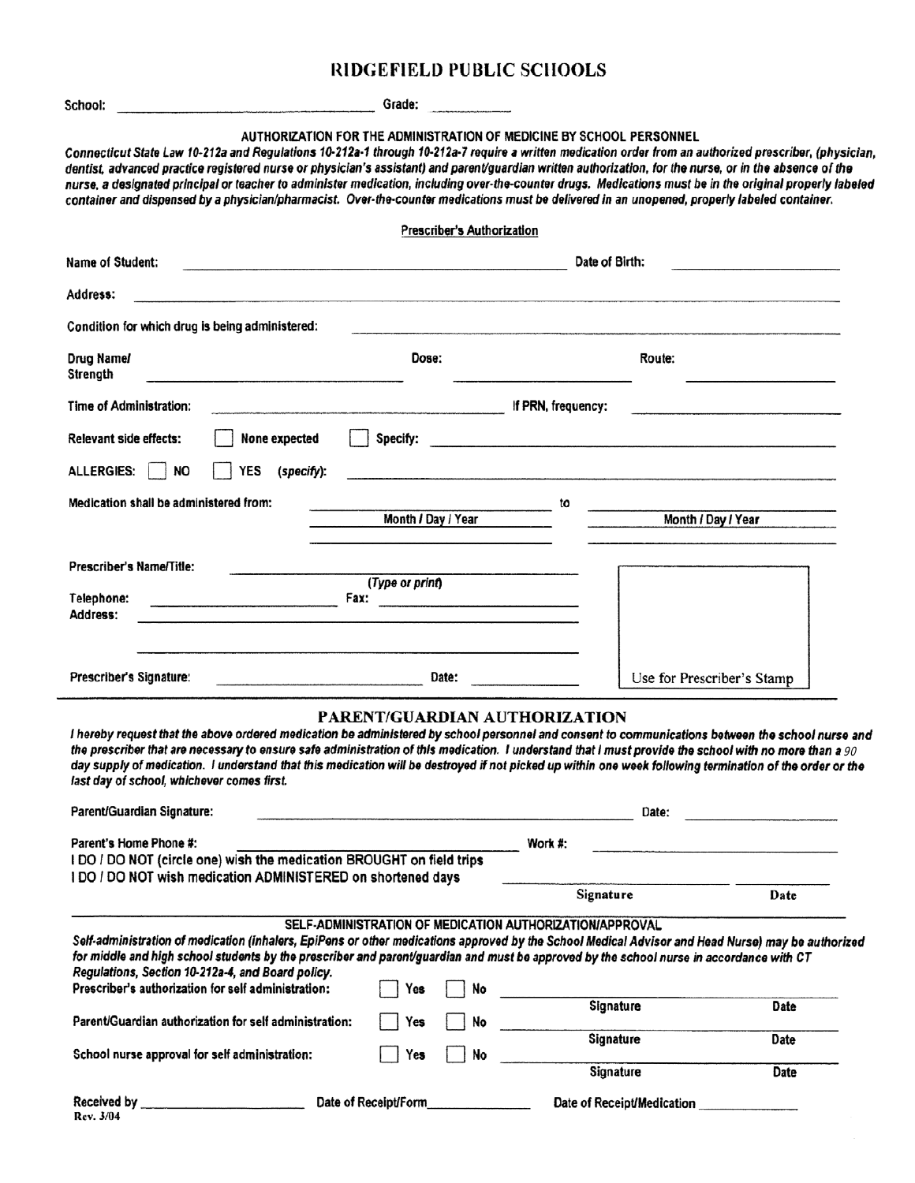# RIDGEFIELD PUBLIC SCHOOLS

School: ______________________________ Grade: __________

## AUTHORIZATION FOR THE ADMINISTRATION OF MEDICINE BY SCHOOL PERSONNEL

*Connecticut State Law 10-212a and Regulations 10-212a-1 through 10-212a-7 require a written medication order from an authorized prescriber, (physician, dentist, advanced practice registered nurse or physician's assistant) and parent/guardian written authorization, for the nurse, or in the absence of the nurse, a designated principal or teacher to administer medication, including over-the-counter drugs. Medications must be in the original properly labeled container and dispensed by a physician/pharmacist. Over-the-counter medications must be delivered in an unopened, properly labeled container.*

### Prescriber's Authorization

Name of Student: ______________________________ Date of Birth: ______________

Address: ______________________________

Condition for which drug is being administered: ______________________________

Drug Name/ Strength ______________ Dose: ______________ Route: ______________

Time of Administration: ______________ If PRN, frequency: ______________

Relevant side effects: ☐ None expected ☐ Specify: ______________

ALLERGIES: ☐ NO ☐ YES *(specify)*: ______________

Medication shall be administered from: ______________ to ______________
Month / Day / Year — Month / Day / Year

Prescriber's Name/Title: ______________________________
*(Type or print)*

Telephone: ______________ Fax: ______________

Address: ______________________________

Prescriber's Signature: ______________ Date: ______________

Use for Prescriber's Stamp

## PARENT/GUARDIAN AUTHORIZATION

*I hereby request that the above ordered medication be administered by school personnel and consent to communications between the school nurse and the prescriber that are necessary to ensure safe administration of this medication. I understand that I must provide the school with no more than a 90 day supply of medication. I understand that this medication will be destroyed if not picked up within one week following termination of the order or the last day of school, whichever comes first.*

Parent/Guardian Signature: ______________________________ Date: ______________

Parent's Home Phone #: ______________ Work #: ______________

I DO / DO NOT (circle one) wish the medication BROUGHT on field trips

I DO / DO NOT wish medication ADMINISTERED on shortened days ______________ Signature ______________ Date

## SELF-ADMINISTRATION OF MEDICATION AUTHORIZATION/APPROVAL

*Self-administration of medication (inhalers, EpiPens or other medications approved by the School Medical Advisor and Head Nurse) may be authorized for middle and high school students by the prescriber and parent/guardian and must be approved by the school nurse in accordance with CT Regulations, Section 10-212a-4, and Board policy.*

Prescriber's authorization for self administration: ☐ Yes ☐ No ______________ Signature ______________ Date

Parent/Guardian authorization for self administration: ☐ Yes ☐ No ______________ Signature ______________ Date

School nurse approval for self administration: ☐ Yes ☐ No ______________ Signature ______________ Date

Received by ______________ Date of Receipt/Form ______________ Date of Receipt/Medication ______________

Rev. 3/04